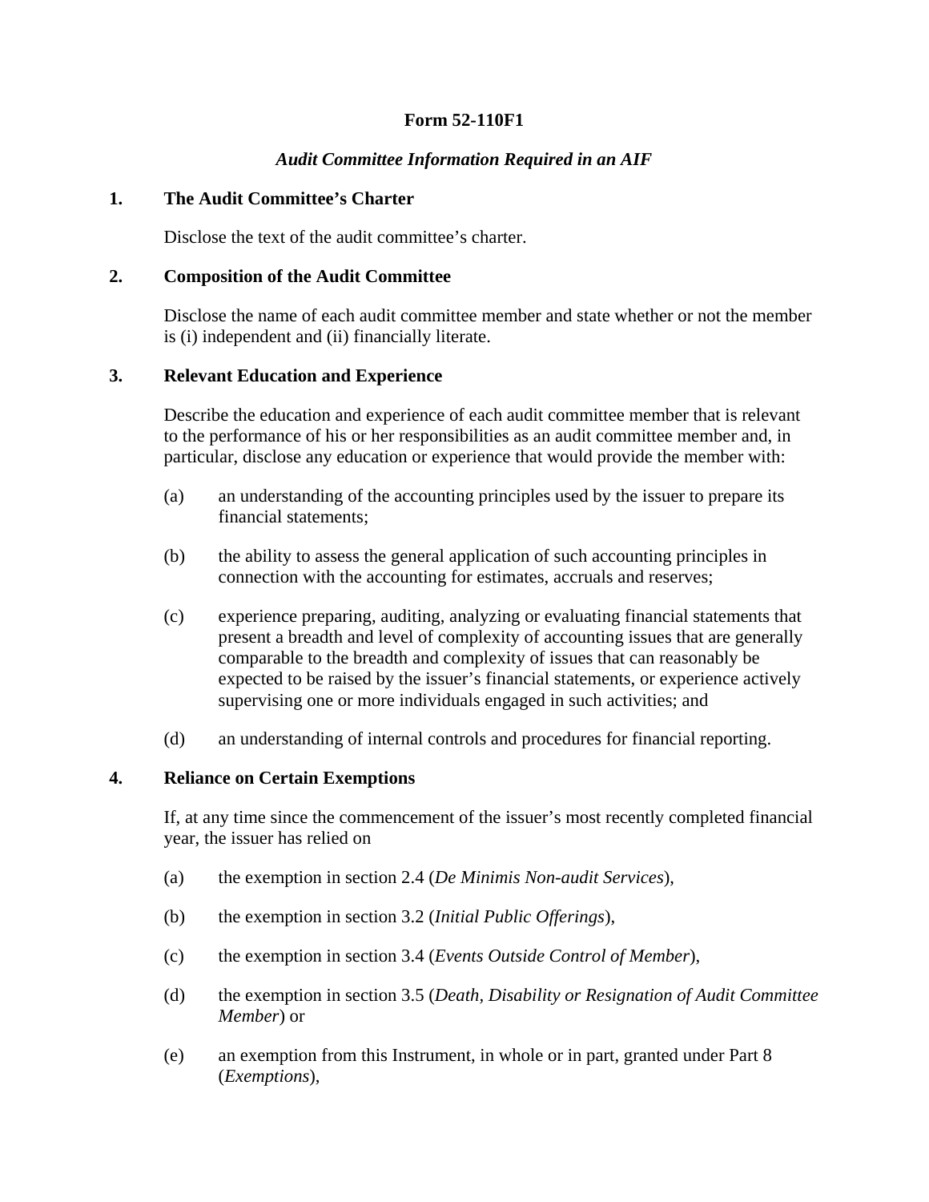# Form 52-110F1

## *Audit Committee Information Required in an AIF*

### 1. The Audit Committee's Charter

Disclose the text of the audit committee's charter.

### 2. Composition of the Audit Committee

Disclose the name of each audit committee member and state whether or not the member is (i) independent and (ii) financially literate.

### 3. Relevant Education and Experience

Describe the education and experience of each audit committee member that is relevant to the performance of his or her responsibilities as an audit committee member and, in particular, disclose any education or experience that would provide the member with:

(a) an understanding of the accounting principles used by the issuer to prepare its financial statements;

(b) the ability to assess the general application of such accounting principles in connection with the accounting for estimates, accruals and reserves;

(c) experience preparing, auditing, analyzing or evaluating financial statements that present a breadth and level of complexity of accounting issues that are generally comparable to the breadth and complexity of issues that can reasonably be expected to be raised by the issuer's financial statements, or experience actively supervising one or more individuals engaged in such activities; and

(d) an understanding of internal controls and procedures for financial reporting.

### 4. Reliance on Certain Exemptions

If, at any time since the commencement of the issuer's most recently completed financial year, the issuer has relied on

(a) the exemption in section 2.4 (*De Minimis Non-audit Services*),

(b) the exemption in section 3.2 (*Initial Public Offerings*),

(c) the exemption in section 3.4 (*Events Outside Control of Member*),

(d) the exemption in section 3.5 (*Death, Disability or Resignation of Audit Committee Member*) or

(e) an exemption from this Instrument, in whole or in part, granted under Part 8 (*Exemptions*),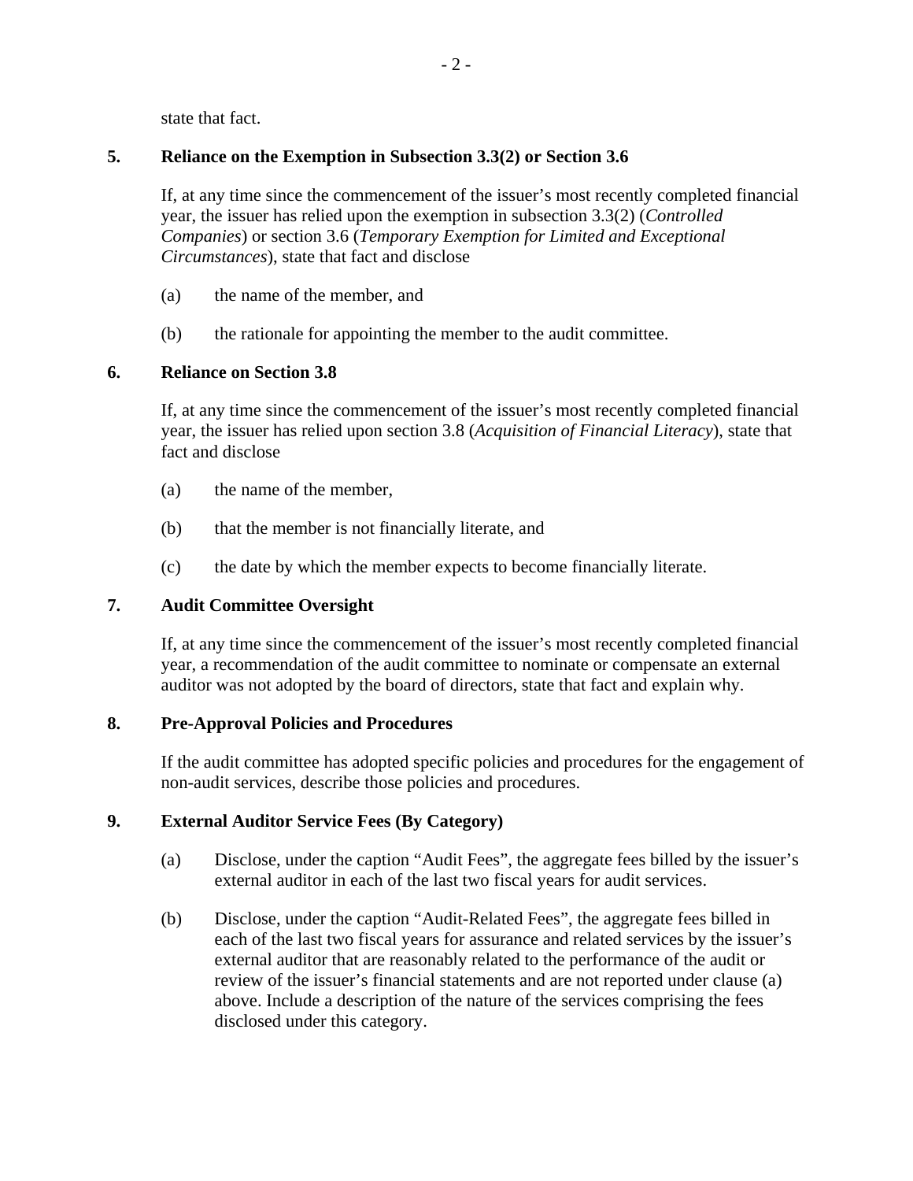state that fact.

## 5. Reliance on the Exemption in Subsection 3.3(2) or Section 3.6

If, at any time since the commencement of the issuer's most recently completed financial year, the issuer has relied upon the exemption in subsection 3.3(2) (*Controlled Companies*) or section 3.6 (*Temporary Exemption for Limited and Exceptional Circumstances*), state that fact and disclose

(a) the name of the member, and

(b) the rationale for appointing the member to the audit committee.

## 6. Reliance on Section 3.8

If, at any time since the commencement of the issuer's most recently completed financial year, the issuer has relied upon section 3.8 (*Acquisition of Financial Literacy*), state that fact and disclose

(a) the name of the member,

(b) that the member is not financially literate, and

(c) the date by which the member expects to become financially literate.

## 7. Audit Committee Oversight

If, at any time since the commencement of the issuer's most recently completed financial year, a recommendation of the audit committee to nominate or compensate an external auditor was not adopted by the board of directors, state that fact and explain why.

## 8. Pre-Approval Policies and Procedures

If the audit committee has adopted specific policies and procedures for the engagement of non-audit services, describe those policies and procedures.

## 9. External Auditor Service Fees (By Category)

(a) Disclose, under the caption "Audit Fees", the aggregate fees billed by the issuer's external auditor in each of the last two fiscal years for audit services.

(b) Disclose, under the caption "Audit-Related Fees", the aggregate fees billed in each of the last two fiscal years for assurance and related services by the issuer's external auditor that are reasonably related to the performance of the audit or review of the issuer's financial statements and are not reported under clause (a) above. Include a description of the nature of the services comprising the fees disclosed under this category.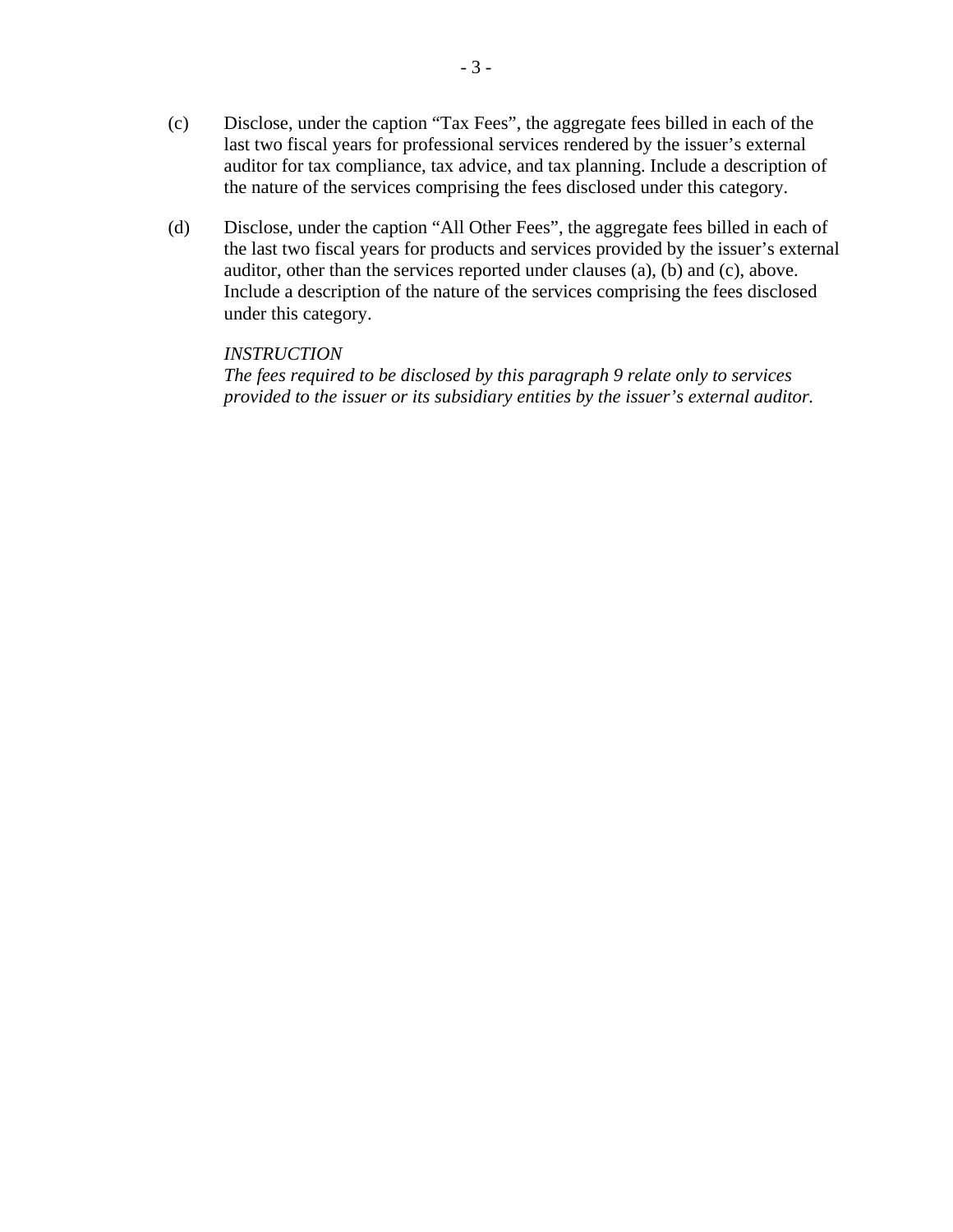(c) Disclose, under the caption “Tax Fees”, the aggregate fees billed in each of the last two fiscal years for professional services rendered by the issuer’s external auditor for tax compliance, tax advice, and tax planning. Include a description of the nature of the services comprising the fees disclosed under this category.

(d) Disclose, under the caption “All Other Fees”, the aggregate fees billed in each of the last two fiscal years for products and services provided by the issuer’s external auditor, other than the services reported under clauses (a), (b) and (c), above. Include a description of the nature of the services comprising the fees disclosed under this category.

*INSTRUCTION*
*The fees required to be disclosed by this paragraph 9 relate only to services provided to the issuer or its subsidiary entities by the issuer’s external auditor.*